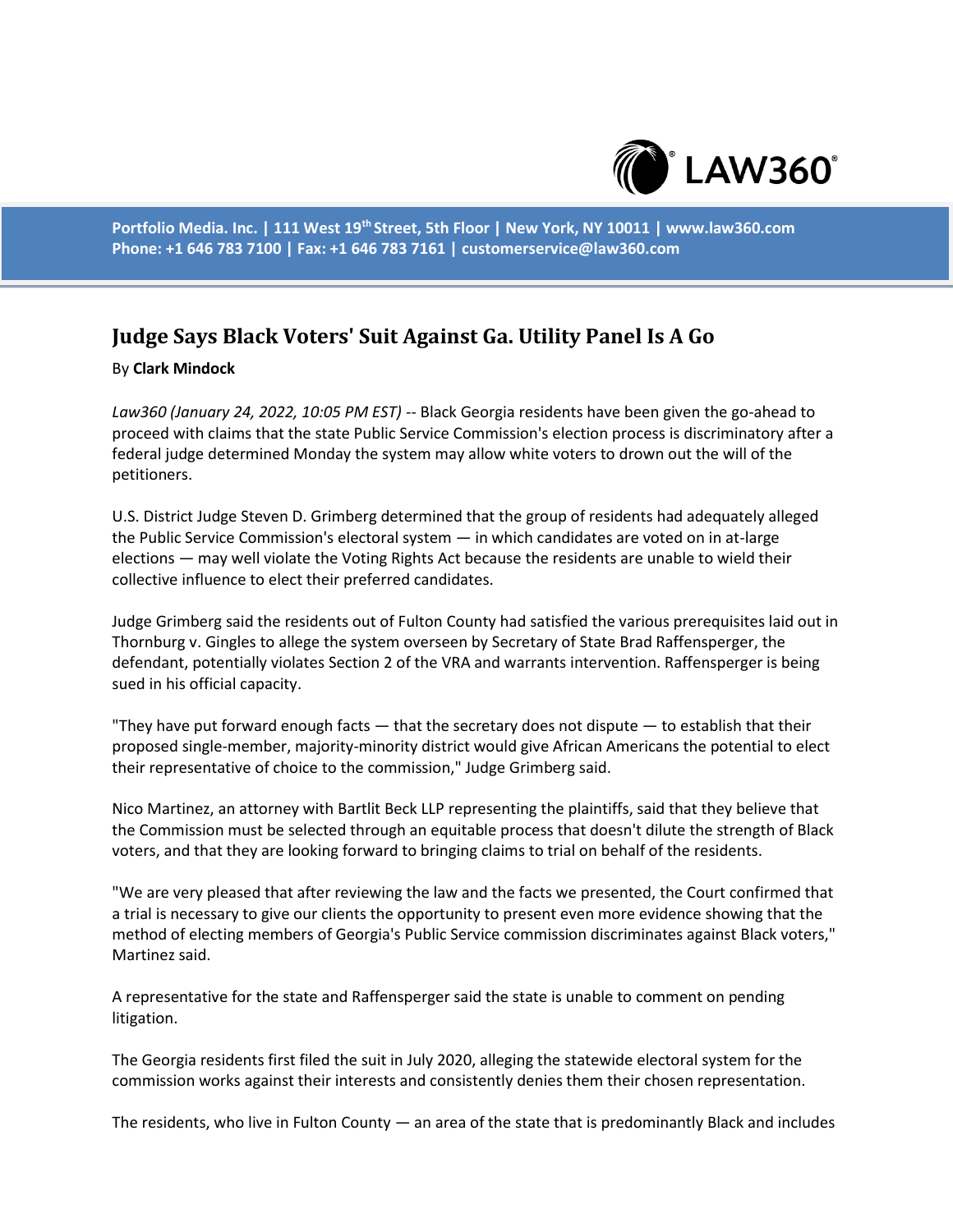# Judge Says Black Voters' Suit Against Ga. Utility Panel Is A Go

By **Clark Mindock**

*Law360 (January 24, 2022, 10:05 PM EST)* -- Black Georgia residents have been given the go-ahead to proceed with claims that the state Public Service Commission's election process is discriminatory after a federal judge determined Monday the system may allow white voters to drown out the will of the petitioners.

U.S. District Judge Steven D. Grimberg determined that the group of residents had adequately alleged the Public Service Commission's electoral system — in which candidates are voted on in at-large elections — may well violate the Voting Rights Act because the residents are unable to wield their collective influence to elect their preferred candidates.

Judge Grimberg said the residents out of Fulton County had satisfied the various prerequisites laid out in Thornburg v. Gingles to allege the system overseen by Secretary of State Brad Raffensperger, the defendant, potentially violates Section 2 of the VRA and warrants intervention. Raffensperger is being sued in his official capacity.

"They have put forward enough facts — that the secretary does not dispute — to establish that their proposed single-member, majority-minority district would give African Americans the potential to elect their representative of choice to the commission," Judge Grimberg said.

Nico Martinez, an attorney with Bartlit Beck LLP representing the plaintiffs, said that they believe that the Commission must be selected through an equitable process that doesn't dilute the strength of Black voters, and that they are looking forward to bringing claims to trial on behalf of the residents.

"We are very pleased that after reviewing the law and the facts we presented, the Court confirmed that a trial is necessary to give our clients the opportunity to present even more evidence showing that the method of electing members of Georgia's Public Service commission discriminates against Black voters," Martinez said.

A representative for the state and Raffensperger said the state is unable to comment on pending litigation.

The Georgia residents first filed the suit in July 2020, alleging the statewide electoral system for the commission works against their interests and consistently denies them their chosen representation.

The residents, who live in Fulton County — an area of the state that is predominantly Black and includes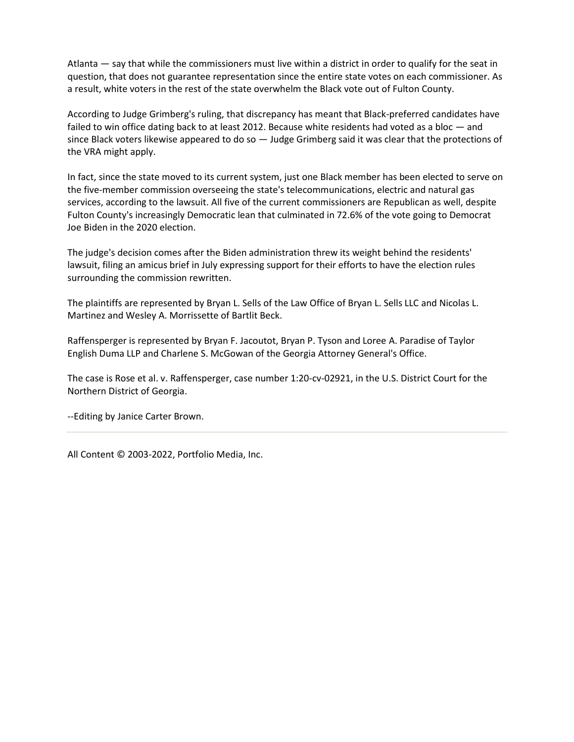Atlanta — say that while the commissioners must live within a district in order to qualify for the seat in question, that does not guarantee representation since the entire state votes on each commissioner. As a result, white voters in the rest of the state overwhelm the Black vote out of Fulton County.

According to Judge Grimberg's ruling, that discrepancy has meant that Black-preferred candidates have failed to win office dating back to at least 2012. Because white residents had voted as a bloc — and since Black voters likewise appeared to do so — Judge Grimberg said it was clear that the protections of the VRA might apply.

In fact, since the state moved to its current system, just one Black member has been elected to serve on the five-member commission overseeing the state's telecommunications, electric and natural gas services, according to the lawsuit. All five of the current commissioners are Republican as well, despite Fulton County's increasingly Democratic lean that culminated in 72.6% of the vote going to Democrat Joe Biden in the 2020 election.

The judge's decision comes after the Biden administration threw its weight behind the residents' lawsuit, filing an amicus brief in July expressing support for their efforts to have the election rules surrounding the commission rewritten.

The plaintiffs are represented by Bryan L. Sells of the Law Office of Bryan L. Sells LLC and Nicolas L. Martinez and Wesley A. Morrissette of Bartlit Beck.

Raffensperger is represented by Bryan F. Jacoutot, Bryan P. Tyson and Loree A. Paradise of Taylor English Duma LLP and Charlene S. McGowan of the Georgia Attorney General's Office.

The case is Rose et al. v. Raffensperger, case number 1:20-cv-02921, in the U.S. District Court for the Northern District of Georgia.

--Editing by Janice Carter Brown.

---

All Content © 2003-2022, Portfolio Media, Inc.